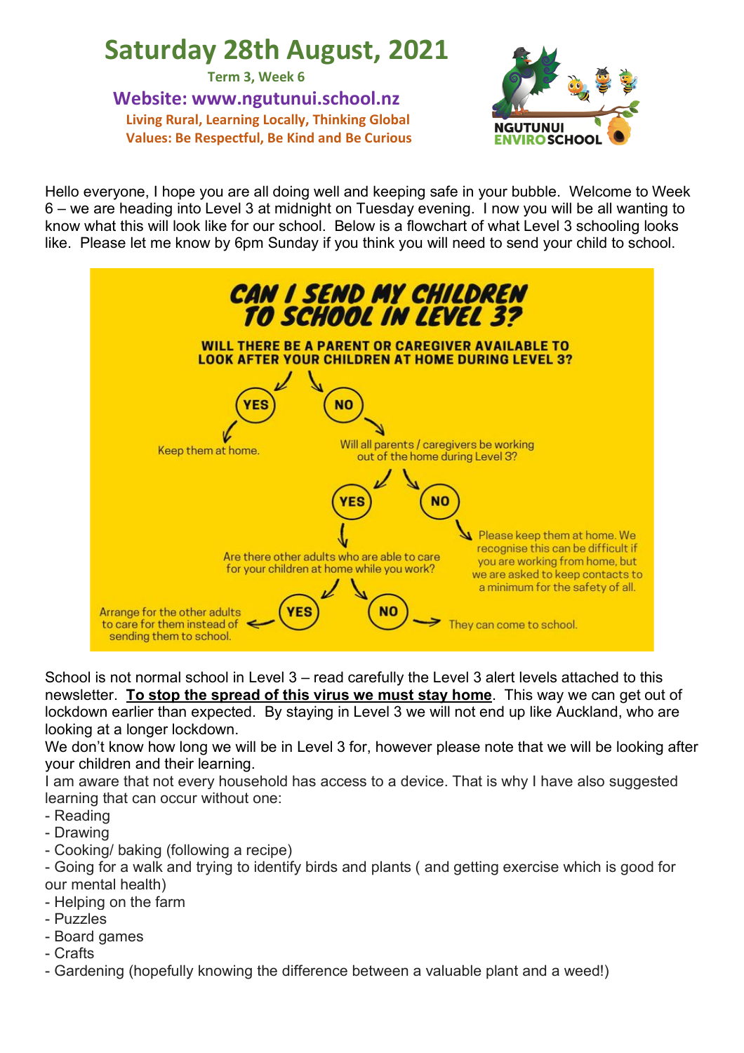# Saturday 28th August, 2021

**Term 3, Week 6**

**Website: www.ngutunui.school.nz**

**Living Rural, Learning Locally, Thinking Global**

**Values: Be Respectful, Be Kind and Be Curious**

NGUTUNUI ENVIROSCHOOL

Hello everyone, I hope you are all doing well and keeping safe in your bubble. Welcome to Week 6 – we are heading into Level 3 at midnight on Tuesday evening. I now you will be all wanting to know what this will look like for our school. Below is a flowchart of what Level 3 schooling looks like. Please let me know by 6pm Sunday if you think you will need to send your child to school.

## CAN I SEND MY CHILDREN TO SCHOOL IN LEVEL 3?

**WILL THERE BE A PARENT OR CAREGIVER AVAILABLE TO LOOK AFTER YOUR CHILDREN AT HOME DURING LEVEL 3?**

- **YES** → Keep them at home.
- **NO** → Will all parents / caregivers be working out of the home during Level 3?
  - **NO** → Please keep them at home. We recognise this can be difficult if you are working from home, but we are asked to keep contacts to a minimum for the safety of all.
  - **YES** → Are there other adults who are able to care for your children at home while you work?
    - **YES** → Arrange for the other adults to care for them instead of sending them to school.
    - **NO** → They can come to school.

School is not normal school in Level 3 – read carefully the Level 3 alert levels attached to this newsletter. **To stop the spread of this virus we must stay home**. This way we can get out of lockdown earlier than expected. By staying in Level 3 we will not end up like Auckland, who are looking at a longer lockdown.

We don't know how long we will be in Level 3 for, however please note that we will be looking after your children and their learning.

I am aware that not every household has access to a device. That is why I have also suggested learning that can occur without one:

- Reading
- Drawing
- Cooking/ baking (following a recipe)
- Going for a walk and trying to identify birds and plants ( and getting exercise which is good for our mental health)
- Helping on the farm
- Puzzles
- Board games
- Crafts
- Gardening (hopefully knowing the difference between a valuable plant and a weed!)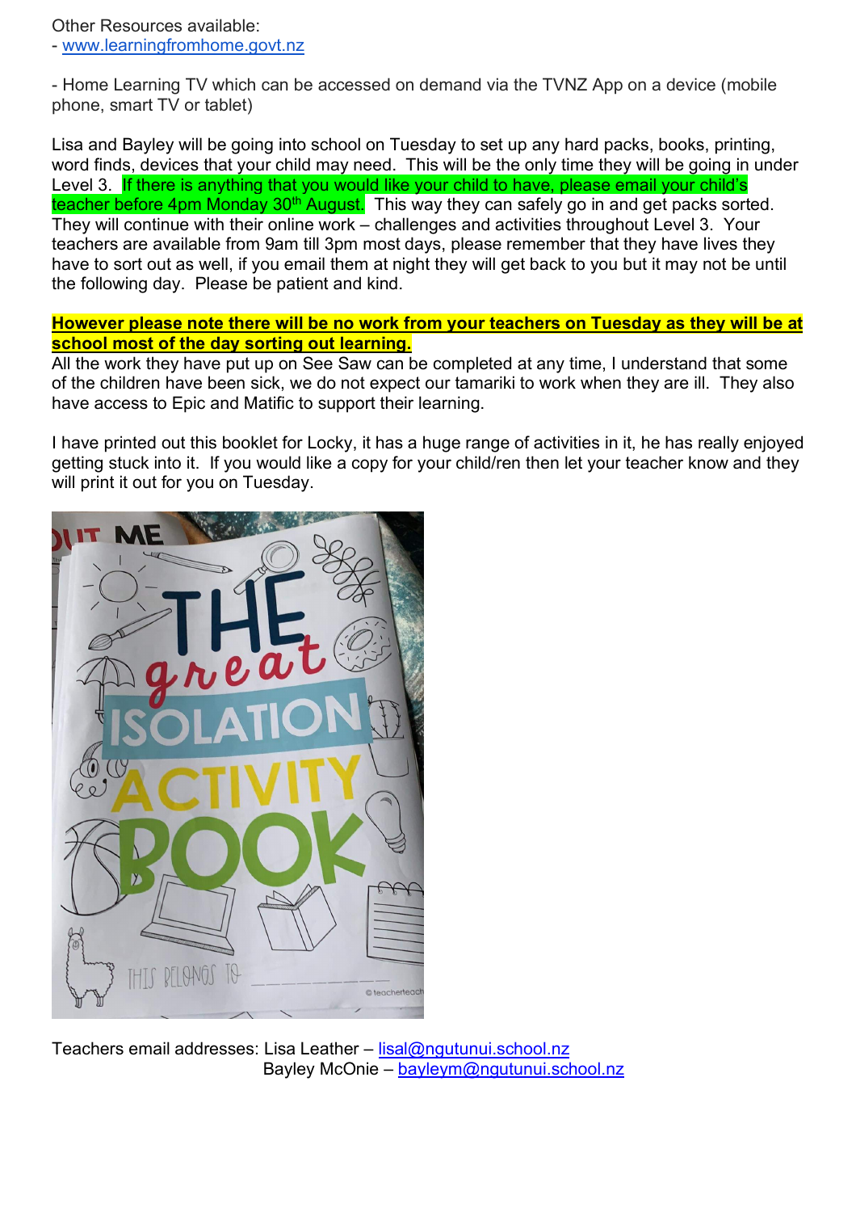Other Resources available:
- www.learningfromhome.govt.nz

- Home Learning TV which can be accessed on demand via the TVNZ App on a device (mobile phone, smart TV or tablet)

Lisa and Bayley will be going into school on Tuesday to set up any hard packs, books, printing, word finds, devices that your child may need. This will be the only time they will be going in under Level 3. If there is anything that you would like your child to have, please email your child's teacher before 4pm Monday 30th August. This way they can safely go in and get packs sorted. They will continue with their online work – challenges and activities throughout Level 3. Your teachers are available from 9am till 3pm most days, please remember that they have lives they have to sort out as well, if you email them at night they will get back to you but it may not be until the following day. Please be patient and kind.

**However please note there will be no work from your teachers on Tuesday as they will be at school most of the day sorting out learning.**

All the work they have put up on See Saw can be completed at any time, I understand that some of the children have been sick, we do not expect our tamariki to work when they are ill. They also have access to Epic and Matific to support their learning.

I have printed out this booklet for Locky, it has a huge range of activities in it, he has really enjoyed getting stuck into it. If you would like a copy for your child/ren then let your teacher know and they will print it out for you on Tuesday.

Teachers email addresses: Lisa Leather – lisal@ngutunui.school.nz
Bayley McOnie – bayleym@ngutunui.school.nz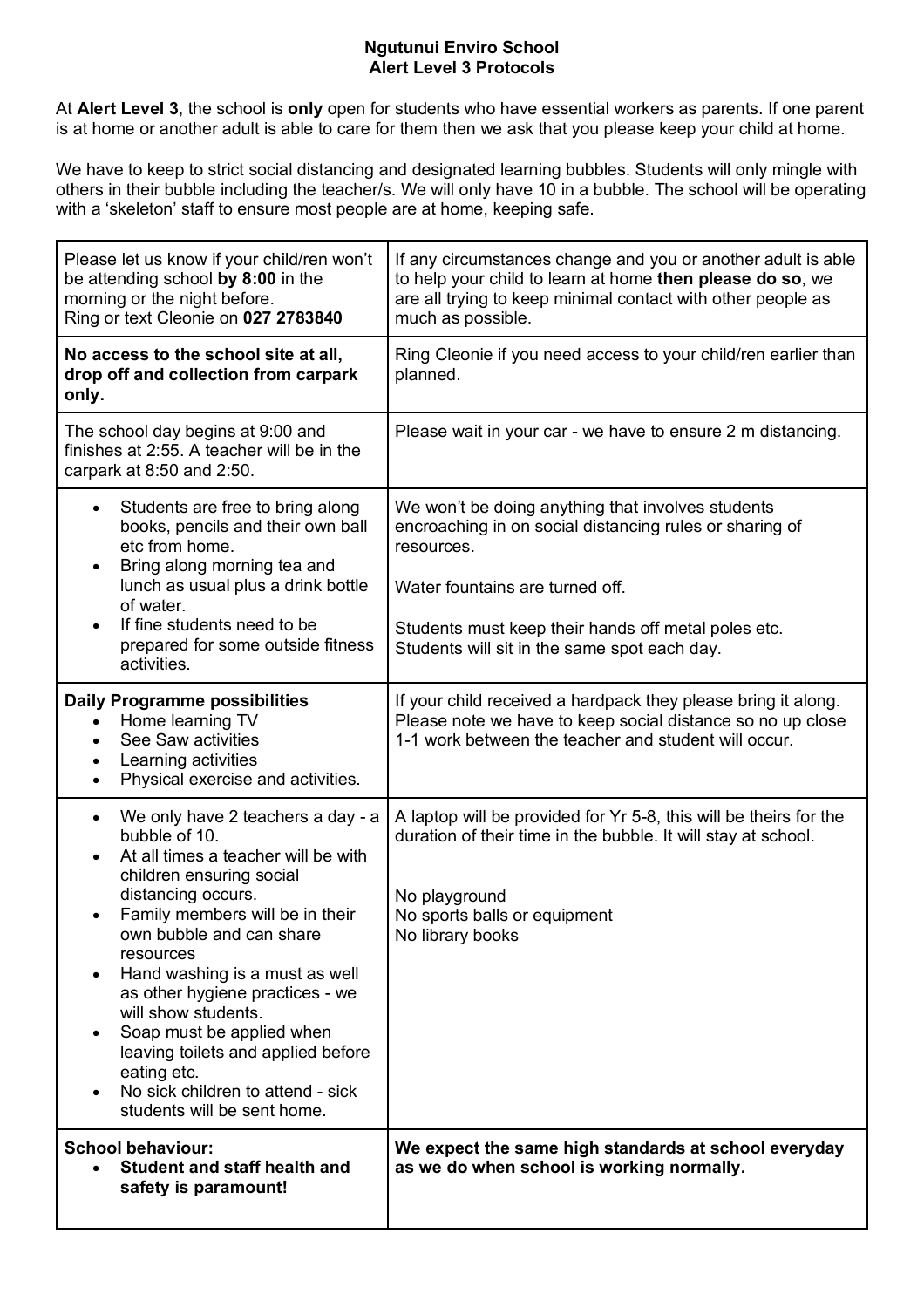**Ngutunui Enviro School**
**Alert Level 3 Protocols**

At **Alert Level 3**, the school is **only** open for students who have essential workers as parents. If one parent is at home or another adult is able to care for them then we ask that you please keep your child at home.

We have to keep to strict social distancing and designated learning bubbles. Students will only mingle with others in their bubble including the teacher/s. We will only have 10 in a bubble. The school will be operating with a 'skeleton' staff to ensure most people are at home, keeping safe.

| | |
|---|---|
| Please let us know if your child/ren won't be attending school **by 8:00** in the morning or the night before. Ring or text Cleonie on **027 2783840** | If any circumstances change and you or another adult is able to help your child to learn at home **then please do so**, we are all trying to keep minimal contact with other people as much as possible. |
| **No access to the school site at all, drop off and collection from carpark only.** | Ring Cleonie if you need access to your child/ren earlier than planned. |
| The school day begins at 9:00 and finishes at 2:55. A teacher will be in the carpark at 8:50 and 2:50. | Please wait in your car - we have to ensure 2 m distancing. |
| • Students are free to bring along books, pencils and their own ball etc from home.<br>• Bring along morning tea and lunch as usual plus a drink bottle of water.<br>• If fine students need to be prepared for some outside fitness activities. | We won't be doing anything that involves students encroaching in on social distancing rules or sharing of resources.<br><br>Water fountains are turned off.<br><br>Students must keep their hands off metal poles etc.<br>Students will sit in the same spot each day. |
| **Daily Programme possibilities**<br>• Home learning TV<br>• See Saw activities<br>• Learning activities<br>• Physical exercise and activities. | If your child received a hardpack they please bring it along. Please note we have to keep social distance so no up close 1-1 work between the teacher and student will occur. |
| • We only have 2 teachers a day - a bubble of 10.<br>• At all times a teacher will be with children ensuring social distancing occurs.<br>• Family members will be in their own bubble and can share resources<br>• Hand washing is a must as well as other hygiene practices - we will show students.<br>• Soap must be applied when leaving toilets and applied before eating etc.<br>• No sick children to attend - sick students will be sent home. | A laptop will be provided for Yr 5-8, this will be theirs for the duration of their time in the bubble. It will stay at school.<br><br>No playground<br>No sports balls or equipment<br>No library books |
| **School behaviour:**<br>• **Student and staff health and safety is paramount!** | **We expect the same high standards at school everyday as we do when school is working normally.** |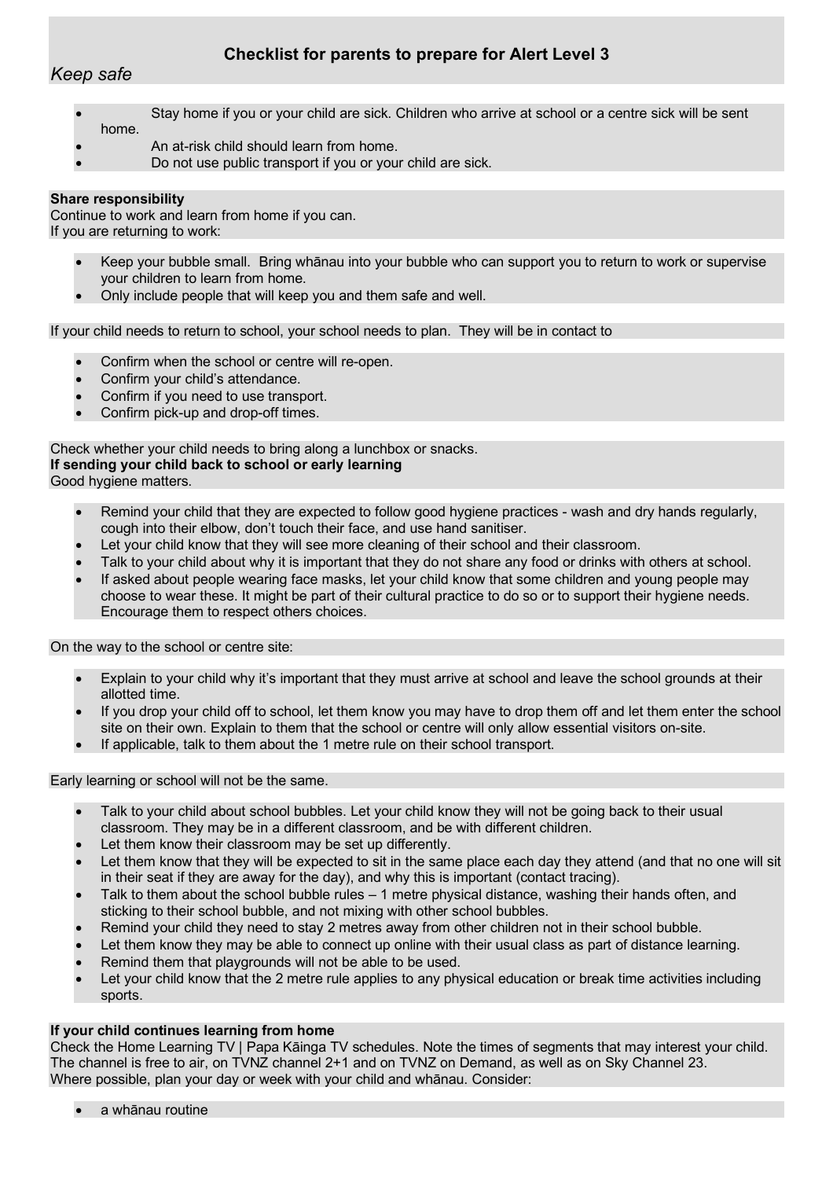## Checklist for parents to prepare for Alert Level 3

*Keep safe*

- Stay home if you or your child are sick. Children who arrive at school or a centre sick will be sent home.
- An at-risk child should learn from home.
- Do not use public transport if you or your child are sick.

**Share responsibility**
Continue to work and learn from home if you can.
If you are returning to work:

- Keep your bubble small. Bring whānau into your bubble who can support you to return to work or supervise your children to learn from home.
- Only include people that will keep you and them safe and well.

If your child needs to return to school, your school needs to plan. They will be in contact to

- Confirm when the school or centre will re-open.
- Confirm your child's attendance.
- Confirm if you need to use transport.
- Confirm pick-up and drop-off times.

Check whether your child needs to bring along a lunchbox or snacks.
**If sending your child back to school or early learning**
Good hygiene matters.

- Remind your child that they are expected to follow good hygiene practices - wash and dry hands regularly, cough into their elbow, don't touch their face, and use hand sanitiser.
- Let your child know that they will see more cleaning of their school and their classroom.
- Talk to your child about why it is important that they do not share any food or drinks with others at school.
- If asked about people wearing face masks, let your child know that some children and young people may choose to wear these. It might be part of their cultural practice to do so or to support their hygiene needs. Encourage them to respect others choices.

On the way to the school or centre site:

- Explain to your child why it's important that they must arrive at school and leave the school grounds at their allotted time.
- If you drop your child off to school, let them know you may have to drop them off and let them enter the school site on their own. Explain to them that the school or centre will only allow essential visitors on-site.
- If applicable, talk to them about the 1 metre rule on their school transport.

Early learning or school will not be the same.

- Talk to your child about school bubbles. Let your child know they will not be going back to their usual classroom. They may be in a different classroom, and be with different children.
- Let them know their classroom may be set up differently.
- Let them know that they will be expected to sit in the same place each day they attend (and that no one will sit in their seat if they are away for the day), and why this is important (contact tracing).
- Talk to them about the school bubble rules – 1 metre physical distance, washing their hands often, and sticking to their school bubble, and not mixing with other school bubbles.
- Remind your child they need to stay 2 metres away from other children not in their school bubble.
- Let them know they may be able to connect up online with their usual class as part of distance learning.
- Remind them that playgrounds will not be able to be used.
- Let your child know that the 2 metre rule applies to any physical education or break time activities including sports.

**If your child continues learning from home**
Check the Home Learning TV | Papa Kāinga TV schedules. Note the times of segments that may interest your child. The channel is free to air, on TVNZ channel 2+1 and on TVNZ on Demand, as well as on Sky Channel 23.
Where possible, plan your day or week with your child and whānau. Consider:

- a whānau routine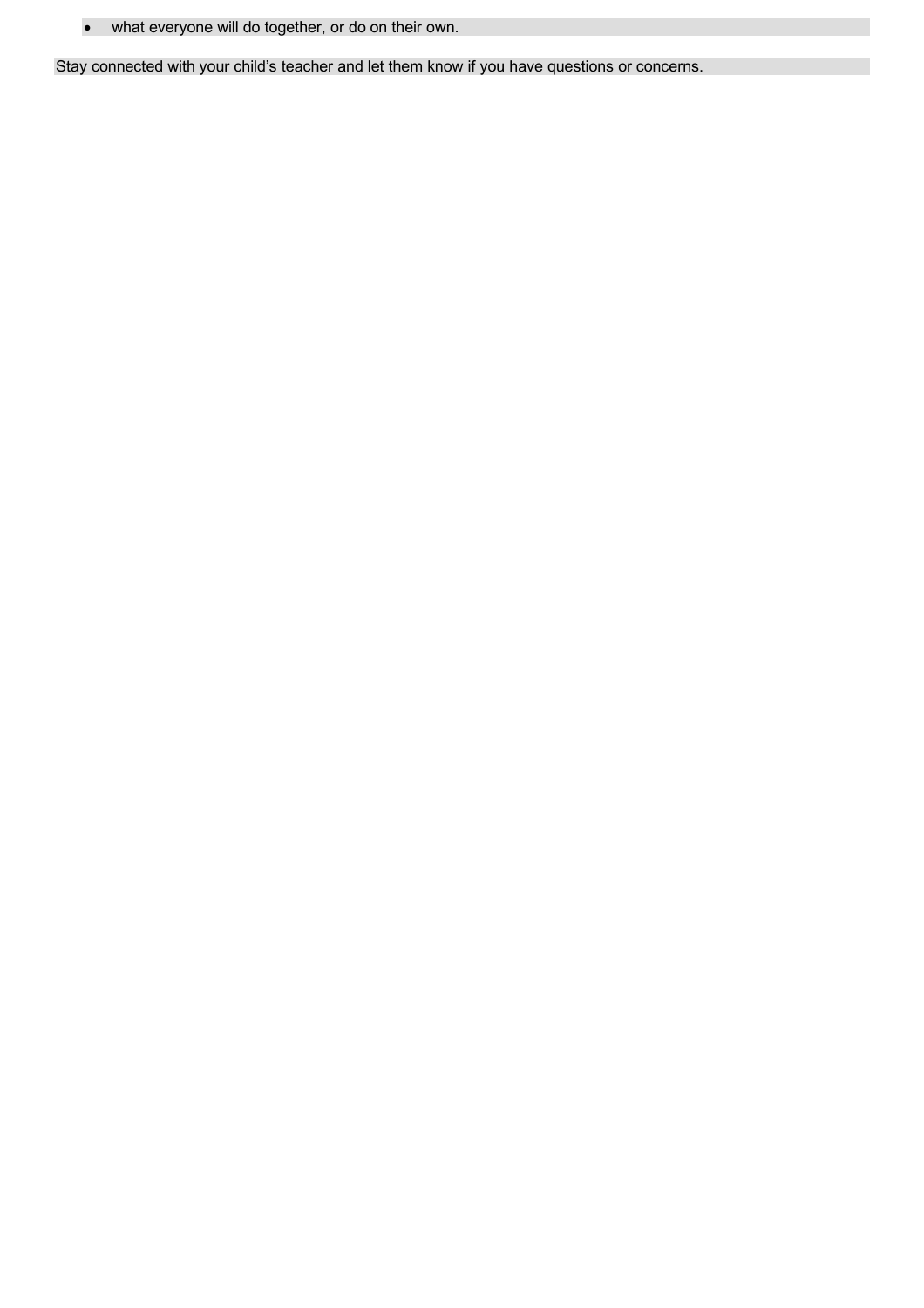- what everyone will do together, or do on their own.

Stay connected with your child's teacher and let them know if you have questions or concerns.